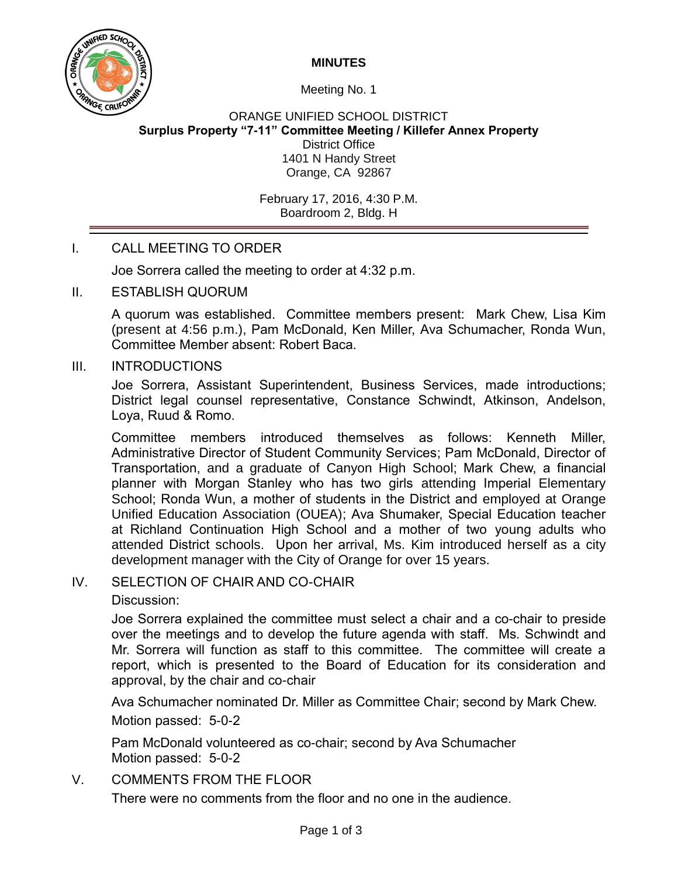# MINUTES

Meeting No. 1

ORANGE UNIFIED SCHOOL DISTRICT
**Surplus Property "7-11" Committee Meeting / Killefer Annex Property**
District Office
1401 N Handy Street
Orange, CA 92867

February 17, 2016, 4:30 P.M.
Boardroom 2, Bldg. H

## I. CALL MEETING TO ORDER

Joe Sorrera called the meeting to order at 4:32 p.m.

## II. ESTABLISH QUORUM

A quorum was established. Committee members present: Mark Chew, Lisa Kim (present at 4:56 p.m.), Pam McDonald, Ken Miller, Ava Schumacher, Ronda Wun, Committee Member absent: Robert Baca.

## III. INTRODUCTIONS

Joe Sorrera, Assistant Superintendent, Business Services, made introductions; District legal counsel representative, Constance Schwindt, Atkinson, Andelson, Loya, Ruud & Romo.

Committee members introduced themselves as follows: Kenneth Miller, Administrative Director of Student Community Services; Pam McDonald, Director of Transportation, and a graduate of Canyon High School; Mark Chew, a financial planner with Morgan Stanley who has two girls attending Imperial Elementary School; Ronda Wun, a mother of students in the District and employed at Orange Unified Education Association (OUEA); Ava Shumaker, Special Education teacher at Richland Continuation High School and a mother of two young adults who attended District schools. Upon her arrival, Ms. Kim introduced herself as a city development manager with the City of Orange for over 15 years.

## IV. SELECTION OF CHAIR AND CO-CHAIR

Discussion:

Joe Sorrera explained the committee must select a chair and a co-chair to preside over the meetings and to develop the future agenda with staff. Ms. Schwindt and Mr. Sorrera will function as staff to this committee. The committee will create a report, which is presented to the Board of Education for its consideration and approval, by the chair and co-chair

Ava Schumacher nominated Dr. Miller as Committee Chair; second by Mark Chew.
Motion passed: 5-0-2

Pam McDonald volunteered as co-chair; second by Ava Schumacher
Motion passed: 5-0-2

## V. COMMENTS FROM THE FLOOR

There were no comments from the floor and no one in the audience.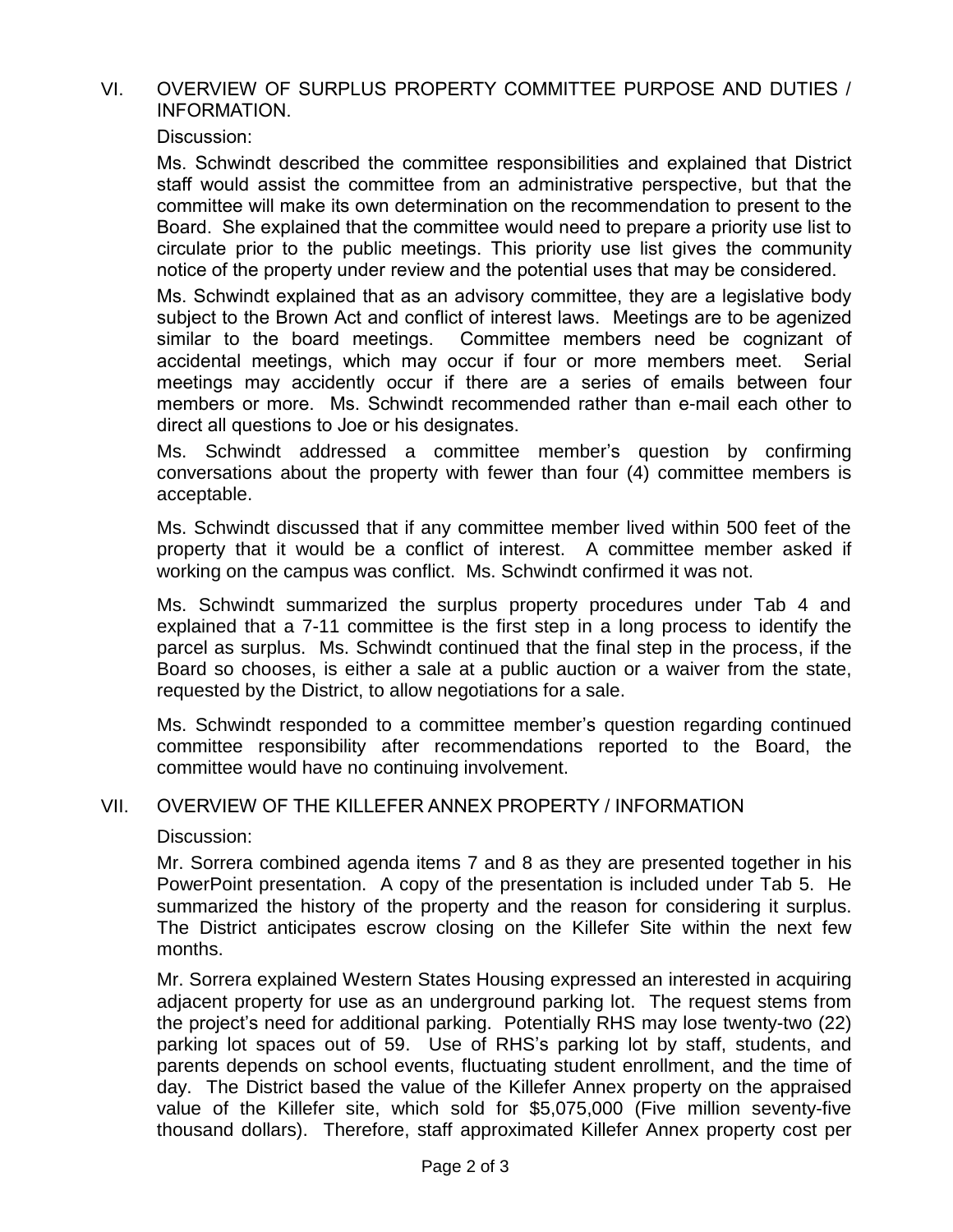## VI. OVERVIEW OF SURPLUS PROPERTY COMMITTEE PURPOSE AND DUTIES / INFORMATION.

Discussion:

Ms. Schwindt described the committee responsibilities and explained that District staff would assist the committee from an administrative perspective, but that the committee will make its own determination on the recommendation to present to the Board. She explained that the committee would need to prepare a priority use list to circulate prior to the public meetings. This priority use list gives the community notice of the property under review and the potential uses that may be considered.

Ms. Schwindt explained that as an advisory committee, they are a legislative body subject to the Brown Act and conflict of interest laws. Meetings are to be agenized similar to the board meetings. Committee members need be cognizant of accidental meetings, which may occur if four or more members meet. Serial meetings may accidently occur if there are a series of emails between four members or more. Ms. Schwindt recommended rather than e-mail each other to direct all questions to Joe or his designates.

Ms. Schwindt addressed a committee member's question by confirming conversations about the property with fewer than four (4) committee members is acceptable.

Ms. Schwindt discussed that if any committee member lived within 500 feet of the property that it would be a conflict of interest. A committee member asked if working on the campus was conflict. Ms. Schwindt confirmed it was not.

Ms. Schwindt summarized the surplus property procedures under Tab 4 and explained that a 7-11 committee is the first step in a long process to identify the parcel as surplus. Ms. Schwindt continued that the final step in the process, if the Board so chooses, is either a sale at a public auction or a waiver from the state, requested by the District, to allow negotiations for a sale.

Ms. Schwindt responded to a committee member's question regarding continued committee responsibility after recommendations reported to the Board, the committee would have no continuing involvement.

## VII. OVERVIEW OF THE KILLEFER ANNEX PROPERTY / INFORMATION

Discussion:

Mr. Sorrera combined agenda items 7 and 8 as they are presented together in his PowerPoint presentation. A copy of the presentation is included under Tab 5. He summarized the history of the property and the reason for considering it surplus. The District anticipates escrow closing on the Killefer Site within the next few months.

Mr. Sorrera explained Western States Housing expressed an interested in acquiring adjacent property for use as an underground parking lot. The request stems from the project's need for additional parking. Potentially RHS may lose twenty-two (22) parking lot spaces out of 59. Use of RHS's parking lot by staff, students, and parents depends on school events, fluctuating student enrollment, and the time of day. The District based the value of the Killefer Annex property on the appraised value of the Killefer site, which sold for $5,075,000 (Five million seventy-five thousand dollars). Therefore, staff approximated Killefer Annex property cost per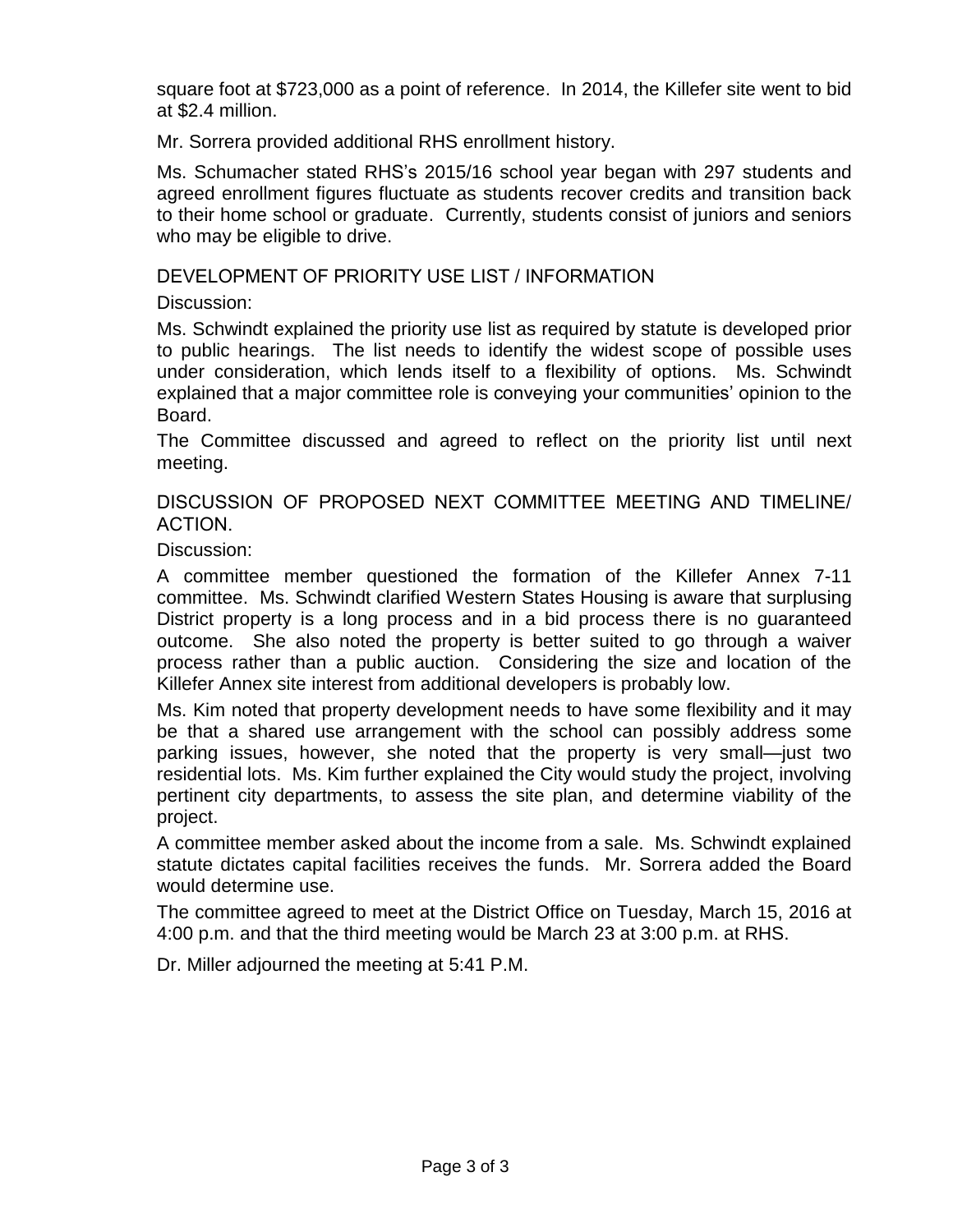square foot at $723,000 as a point of reference. In 2014, the Killefer site went to bid at $2.4 million.

Mr. Sorrera provided additional RHS enrollment history.

Ms. Schumacher stated RHS's 2015/16 school year began with 297 students and agreed enrollment figures fluctuate as students recover credits and transition back to their home school or graduate. Currently, students consist of juniors and seniors who may be eligible to drive.

## DEVELOPMENT OF PRIORITY USE LIST / INFORMATION

Discussion:

Ms. Schwindt explained the priority use list as required by statute is developed prior to public hearings. The list needs to identify the widest scope of possible uses under consideration, which lends itself to a flexibility of options. Ms. Schwindt explained that a major committee role is conveying your communities' opinion to the Board.

The Committee discussed and agreed to reflect on the priority list until next meeting.

## DISCUSSION OF PROPOSED NEXT COMMITTEE MEETING AND TIMELINE/ ACTION.

Discussion:

A committee member questioned the formation of the Killefer Annex 7-11 committee. Ms. Schwindt clarified Western States Housing is aware that surplusing District property is a long process and in a bid process there is no guaranteed outcome. She also noted the property is better suited to go through a waiver process rather than a public auction. Considering the size and location of the Killefer Annex site interest from additional developers is probably low.

Ms. Kim noted that property development needs to have some flexibility and it may be that a shared use arrangement with the school can possibly address some parking issues, however, she noted that the property is very small—just two residential lots. Ms. Kim further explained the City would study the project, involving pertinent city departments, to assess the site plan, and determine viability of the project.

A committee member asked about the income from a sale. Ms. Schwindt explained statute dictates capital facilities receives the funds. Mr. Sorrera added the Board would determine use.

The committee agreed to meet at the District Office on Tuesday, March 15, 2016 at 4:00 p.m. and that the third meeting would be March 23 at 3:00 p.m. at RHS.

Dr. Miller adjourned the meeting at 5:41 P.M.